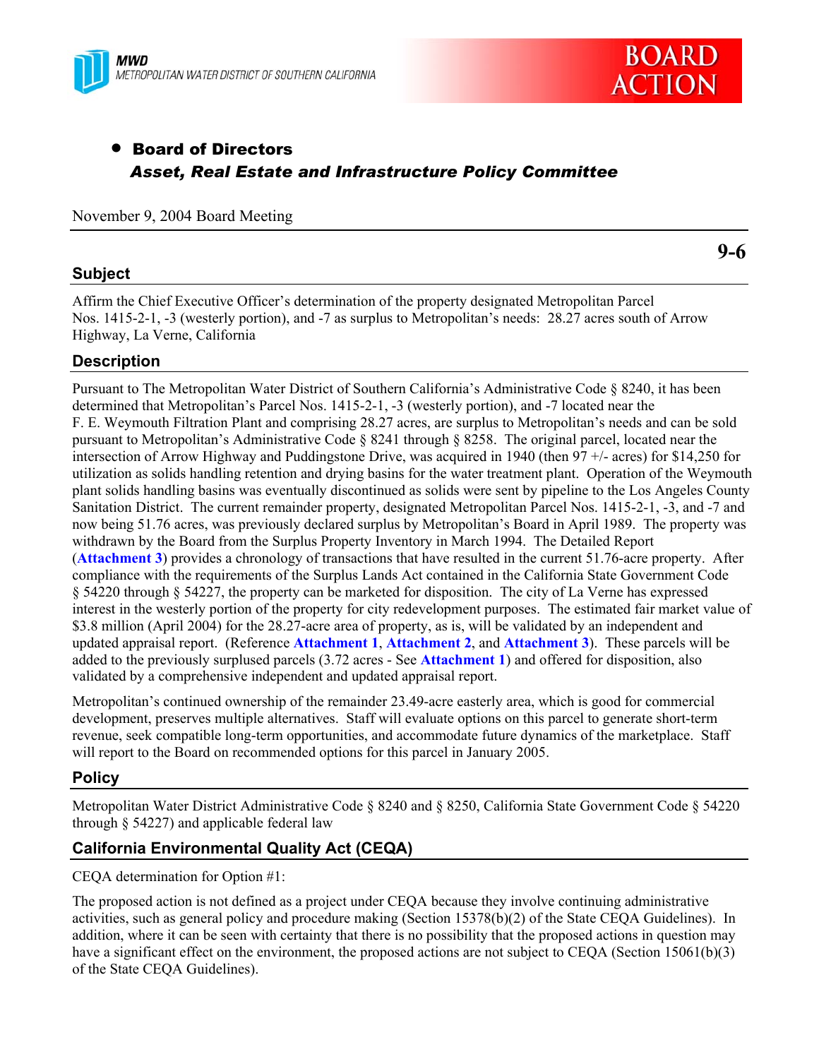MWD
METROPOLITAN WATER DISTRICT OF SOUTHERN CALIFORNIA

BOARD ACTION

- **Board of Directors**
  ***Asset, Real Estate and Infrastructure Policy Committee***

November 9, 2004 Board Meeting

**9-6**

## Subject

Affirm the Chief Executive Officer's determination of the property designated Metropolitan Parcel Nos. 1415-2-1, -3 (westerly portion), and -7 as surplus to Metropolitan's needs: 28.27 acres south of Arrow Highway, La Verne, California

## Description

Pursuant to The Metropolitan Water District of Southern California's Administrative Code § 8240, it has been determined that Metropolitan's Parcel Nos. 1415-2-1, -3 (westerly portion), and -7 located near the F. E. Weymouth Filtration Plant and comprising 28.27 acres, are surplus to Metropolitan's needs and can be sold pursuant to Metropolitan's Administrative Code § 8241 through § 8258. The original parcel, located near the intersection of Arrow Highway and Puddingstone Drive, was acquired in 1940 (then 97 +/- acres) for $14,250 for utilization as solids handling retention and drying basins for the water treatment plant. Operation of the Weymouth plant solids handling basins was eventually discontinued as solids were sent by pipeline to the Los Angeles County Sanitation District. The current remainder property, designated Metropolitan Parcel Nos. 1415-2-1, -3, and -7 and now being 51.76 acres, was previously declared surplus by Metropolitan's Board in April 1989. The property was withdrawn by the Board from the Surplus Property Inventory in March 1994. The Detailed Report (**Attachment 3**) provides a chronology of transactions that have resulted in the current 51.76-acre property. After compliance with the requirements of the Surplus Lands Act contained in the California State Government Code § 54220 through § 54227, the property can be marketed for disposition. The city of La Verne has expressed interest in the westerly portion of the property for city redevelopment purposes. The estimated fair market value of $3.8 million (April 2004) for the 28.27-acre area of property, as is, will be validated by an independent and updated appraisal report. (Reference **Attachment 1**, **Attachment 2**, and **Attachment 3**). These parcels will be added to the previously surplused parcels (3.72 acres - See **Attachment 1**) and offered for disposition, also validated by a comprehensive independent and updated appraisal report.

Metropolitan's continued ownership of the remainder 23.49-acre easterly area, which is good for commercial development, preserves multiple alternatives. Staff will evaluate options on this parcel to generate short-term revenue, seek compatible long-term opportunities, and accommodate future dynamics of the marketplace. Staff will report to the Board on recommended options for this parcel in January 2005.

## Policy

Metropolitan Water District Administrative Code § 8240 and § 8250, California State Government Code § 54220 through § 54227) and applicable federal law

## California Environmental Quality Act (CEQA)

CEQA determination for Option #1:

The proposed action is not defined as a project under CEQA because they involve continuing administrative activities, such as general policy and procedure making (Section 15378(b)(2) of the State CEQA Guidelines). In addition, where it can be seen with certainty that there is no possibility that the proposed actions in question may have a significant effect on the environment, the proposed actions are not subject to CEQA (Section 15061(b)(3) of the State CEQA Guidelines).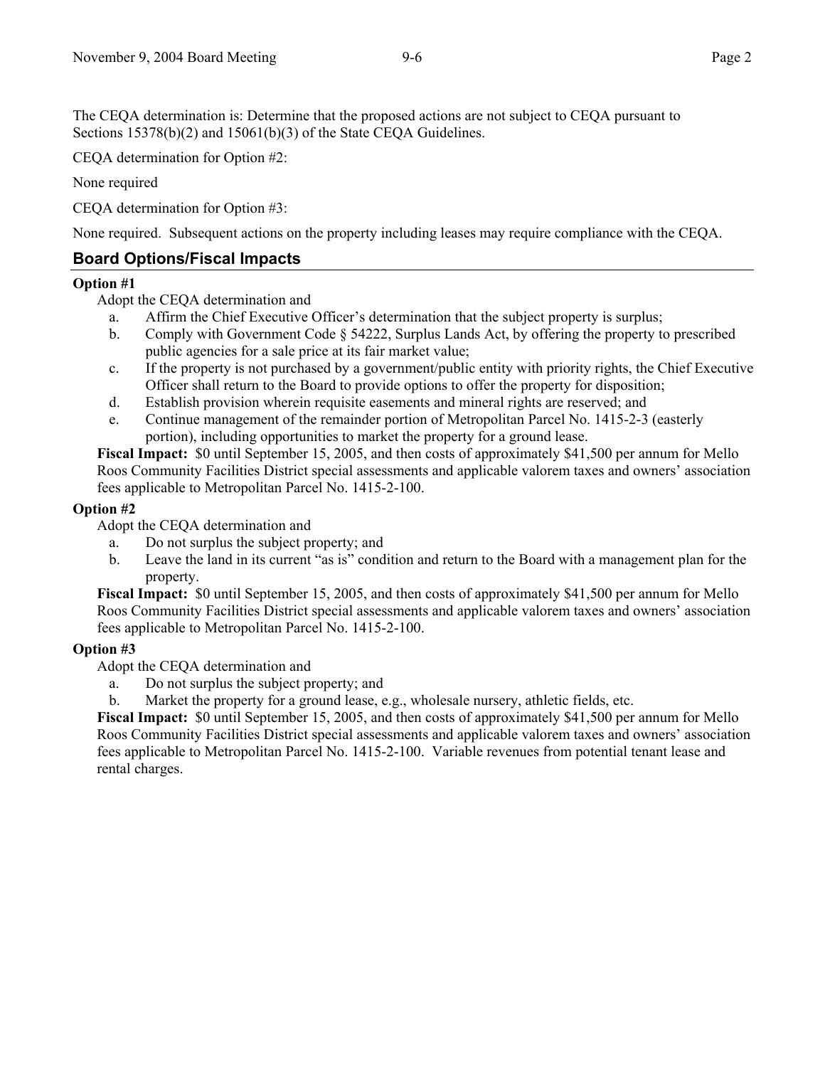The CEQA determination is: Determine that the proposed actions are not subject to CEQA pursuant to Sections 15378(b)(2) and 15061(b)(3) of the State CEQA Guidelines.

CEQA determination for Option #2:

None required

CEQA determination for Option #3:

None required. Subsequent actions on the property including leases may require compliance with the CEQA.

## Board Options/Fiscal Impacts

**Option #1**

Adopt the CEQA determination and

a. Affirm the Chief Executive Officer's determination that the subject property is surplus;
b. Comply with Government Code § 54222, Surplus Lands Act, by offering the property to prescribed public agencies for a sale price at its fair market value;
c. If the property is not purchased by a government/public entity with priority rights, the Chief Executive Officer shall return to the Board to provide options to offer the property for disposition;
d. Establish provision wherein requisite easements and mineral rights are reserved; and
e. Continue management of the remainder portion of Metropolitan Parcel No. 1415-2-3 (easterly portion), including opportunities to market the property for a ground lease.

**Fiscal Impact:** $0 until September 15, 2005, and then costs of approximately $41,500 per annum for Mello Roos Community Facilities District special assessments and applicable valorem taxes and owners' association fees applicable to Metropolitan Parcel No. 1415-2-100.

**Option #2**

Adopt the CEQA determination and

a. Do not surplus the subject property; and
b. Leave the land in its current "as is" condition and return to the Board with a management plan for the property.

**Fiscal Impact:** $0 until September 15, 2005, and then costs of approximately $41,500 per annum for Mello Roos Community Facilities District special assessments and applicable valorem taxes and owners' association fees applicable to Metropolitan Parcel No. 1415-2-100.

**Option #3**

Adopt the CEQA determination and

a. Do not surplus the subject property; and
b. Market the property for a ground lease, e.g., wholesale nursery, athletic fields, etc.

**Fiscal Impact:** $0 until September 15, 2005, and then costs of approximately $41,500 per annum for Mello Roos Community Facilities District special assessments and applicable valorem taxes and owners' association fees applicable to Metropolitan Parcel No. 1415-2-100. Variable revenues from potential tenant lease and rental charges.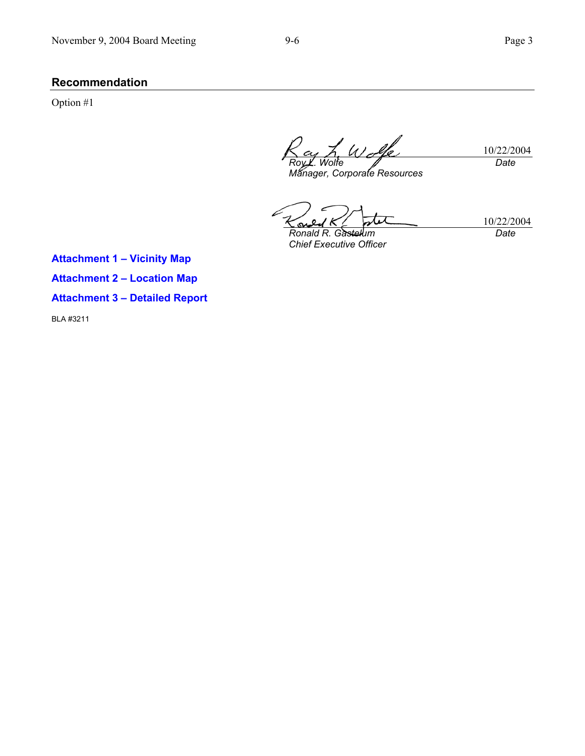## Recommendation

Option #1

Roy L. Wolfe  
*Manager, Corporate Resources*  
10/22/2004  
*Date*

Ronald R. Gastelum  
*Chief Executive Officer*  
10/22/2004  
*Date*

**Attachment 1 – Vicinity Map**

**Attachment 2 – Location Map**

**Attachment 3 – Detailed Report**

BLA #3211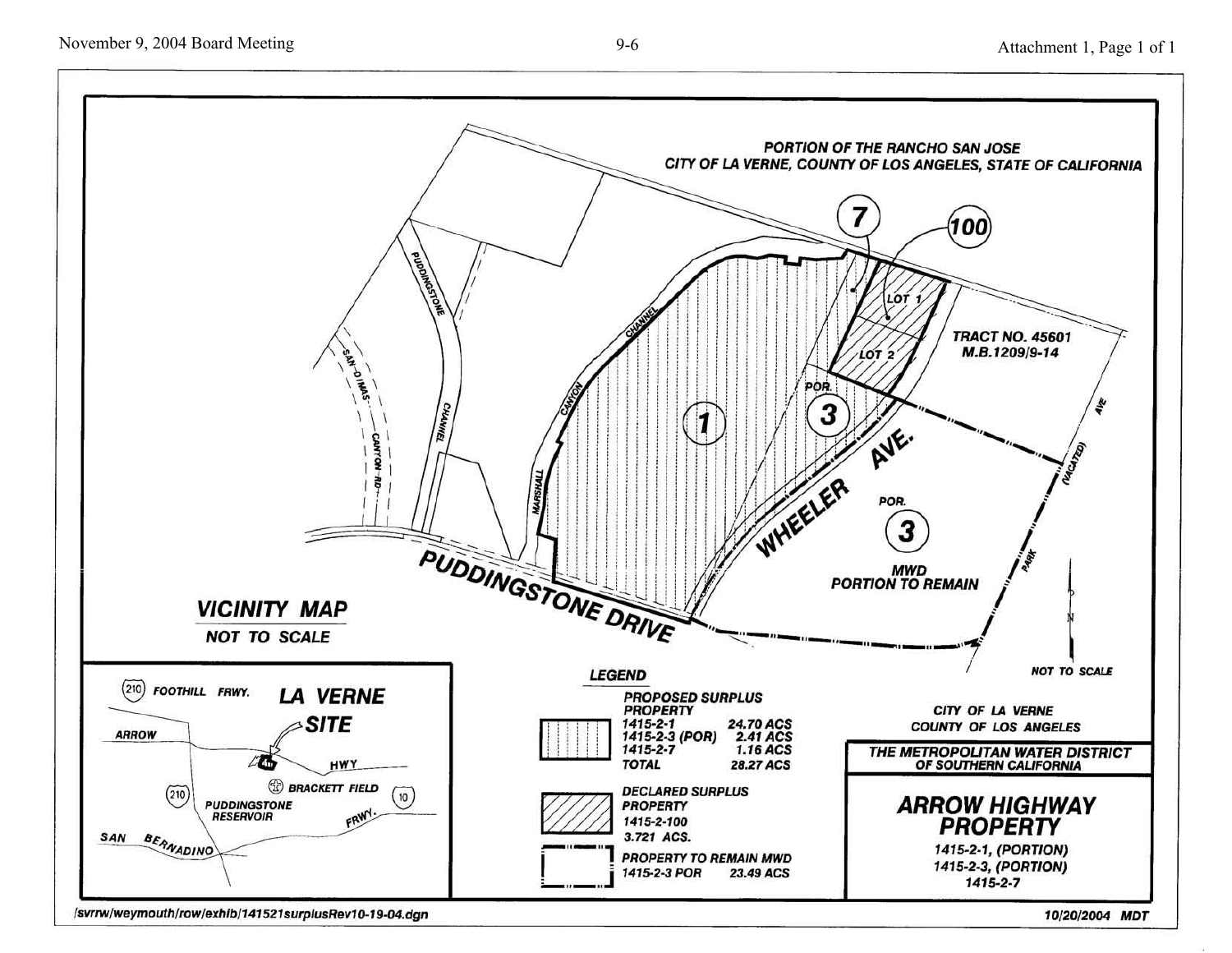PORTION OF THE RANCHO SAN JOSE
CITY OF LA VERNE, COUNTY OF LOS ANGELES, STATE OF CALIFORNIA

7

100

LOT 1

LOT 2

TRACT NO. 45601
M.B.1209/9-14

PUDDINGSTONE CHANNEL

SAN DIMAS CANYON RD

MARSHALL CANYON CHANNEL

1

POR. 3

WHEELER AVE.

POR. 3

MWD
PORTION TO REMAIN

PARK AVE (VACATED)

PUDDINGSTONE DRIVE

N

NOT TO SCALE

**VICINITY MAP**

NOT TO SCALE

210 FOOTHILL FRWY.

LA VERNE SITE

ARROW HWY

BRACKETT FIELD

210

PUDDINGSTONE RESERVOIR

10

SAN BERNADINO FRWY.

**LEGEND**

PROPOSED SURPLUS PROPERTY

| | |
|---|---|
| 1415-2-1 | 24.70 ACS |
| 1415-2-3 (POR) | 2.41 ACS |
| 1415-2-7 | 1.16 ACS |
| TOTAL | 28.27 ACS |

DECLARED SURPLUS PROPERTY
1415-2-100
3.721 ACS.

PROPERTY TO REMAIN MWD
1415-2-3 POR 23.49 ACS

CITY OF LA VERNE
COUNTY OF LOS ANGELES

THE METROPOLITAN WATER DISTRICT OF SOUTHERN CALIFORNIA

**ARROW HIGHWAY PROPERTY**

1415-2-1, (PORTION)
1415-2-3, (PORTION)
1415-2-7

/svrrw/weymouth/row/exhib/141521surplusRev10-19-04.dgn

10/20/2004 MDT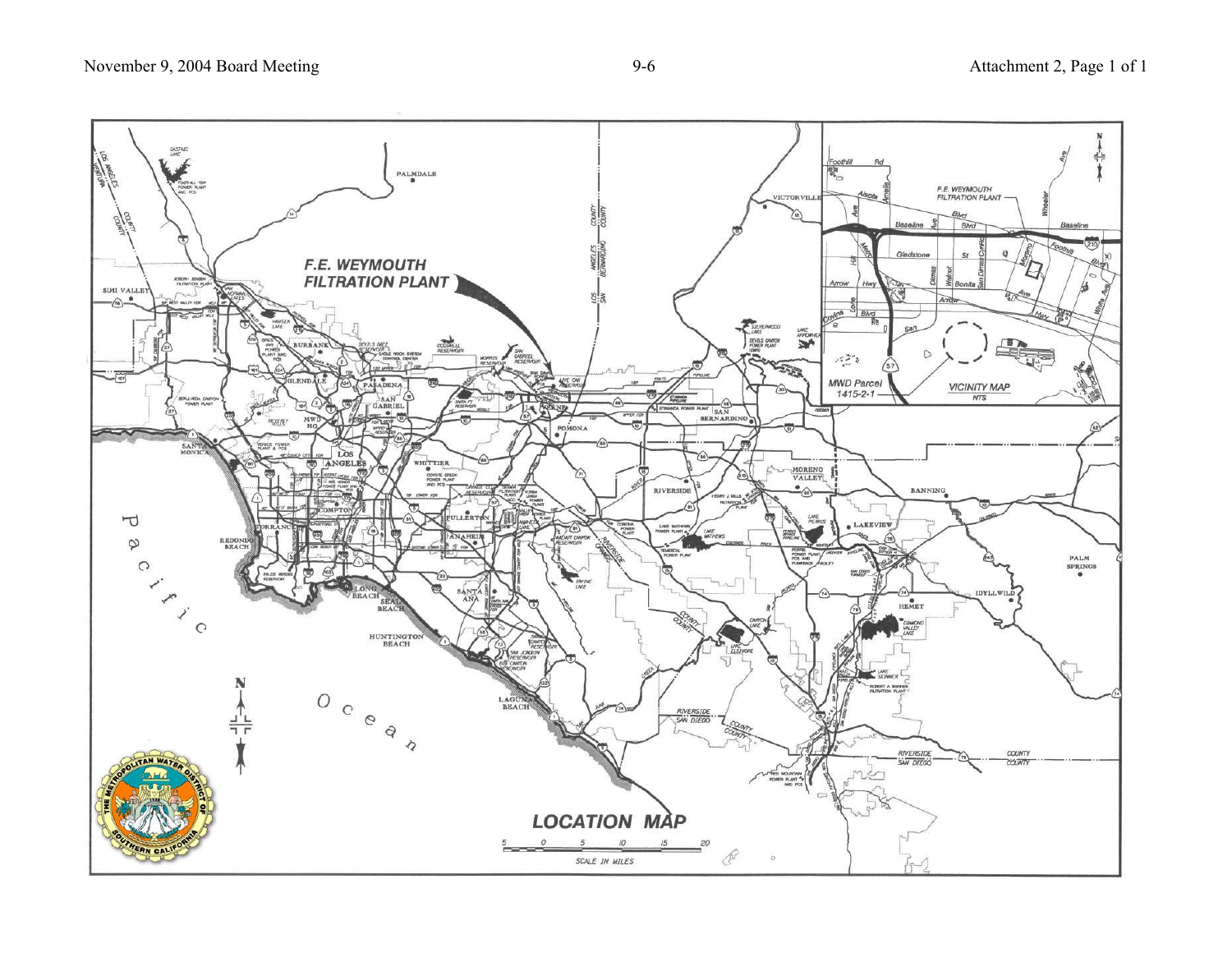# F.E. WEYMOUTH FILTRATION PLANT

VICINITY MAP
NTS

MWD Parcel
1415-2-1

# LOCATION MAP

SCALE IN MILES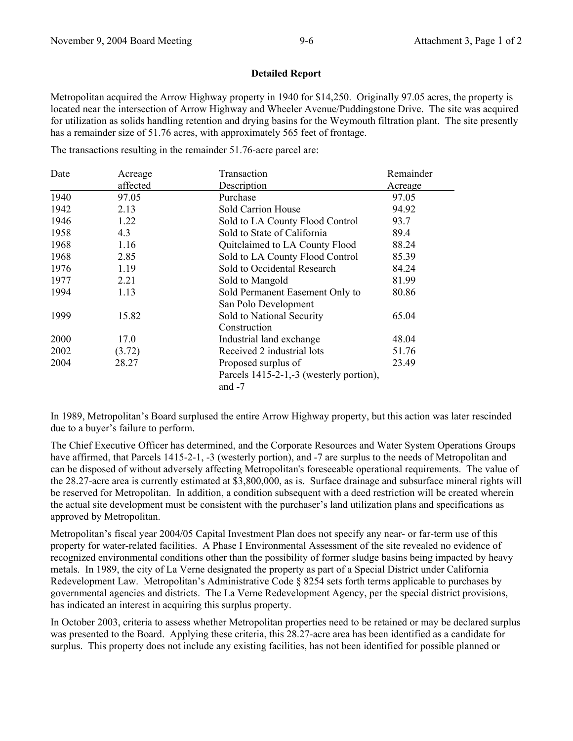**Detailed Report**

Metropolitan acquired the Arrow Highway property in 1940 for $14,250. Originally 97.05 acres, the property is located near the intersection of Arrow Highway and Wheeler Avenue/Puddingstone Drive. The site was acquired for utilization as solids handling retention and drying basins for the Weymouth filtration plant. The site presently has a remainder size of 51.76 acres, with approximately 565 feet of frontage.

The transactions resulting in the remainder 51.76-acre parcel are:

| Date | Acreage affected | Transaction Description | Remainder Acreage |
|---|---|---|---|
| 1940 | 97.05 | Purchase | 97.05 |
| 1942 | 2.13 | Sold Carrion House | 94.92 |
| 1946 | 1.22 | Sold to LA County Flood Control | 93.7 |
| 1958 | 4.3 | Sold to State of California | 89.4 |
| 1968 | 1.16 | Quitclaimed to LA County Flood | 88.24 |
| 1968 | 2.85 | Sold to LA County Flood Control | 85.39 |
| 1976 | 1.19 | Sold to Occidental Research | 84.24 |
| 1977 | 2.21 | Sold to Mangold | 81.99 |
| 1994 | 1.13 | Sold Permanent Easement Only to San Polo Development | 80.86 |
| 1999 | 15.82 | Sold to National Security Construction | 65.04 |
| 2000 | 17.0 | Industrial land exchange | 48.04 |
| 2002 | (3.72) | Received 2 industrial lots | 51.76 |
| 2004 | 28.27 | Proposed surplus of Parcels 1415-2-1,-3 (westerly portion), and -7 | 23.49 |

In 1989, Metropolitan's Board surplused the entire Arrow Highway property, but this action was later rescinded due to a buyer's failure to perform.

The Chief Executive Officer has determined, and the Corporate Resources and Water System Operations Groups have affirmed, that Parcels 1415-2-1, -3 (westerly portion), and -7 are surplus to the needs of Metropolitan and can be disposed of without adversely affecting Metropolitan's foreseeable operational requirements. The value of the 28.27-acre area is currently estimated at $3,800,000, as is. Surface drainage and subsurface mineral rights will be reserved for Metropolitan. In addition, a condition subsequent with a deed restriction will be created wherein the actual site development must be consistent with the purchaser's land utilization plans and specifications as approved by Metropolitan.

Metropolitan's fiscal year 2004/05 Capital Investment Plan does not specify any near- or far-term use of this property for water-related facilities. A Phase I Environmental Assessment of the site revealed no evidence of recognized environmental conditions other than the possibility of former sludge basins being impacted by heavy metals. In 1989, the city of La Verne designated the property as part of a Special District under California Redevelopment Law. Metropolitan's Administrative Code § 8254 sets forth terms applicable to purchases by governmental agencies and districts. The La Verne Redevelopment Agency, per the special district provisions, has indicated an interest in acquiring this surplus property.

In October 2003, criteria to assess whether Metropolitan properties need to be retained or may be declared surplus was presented to the Board. Applying these criteria, this 28.27-acre area has been identified as a candidate for surplus. This property does not include any existing facilities, has not been identified for possible planned or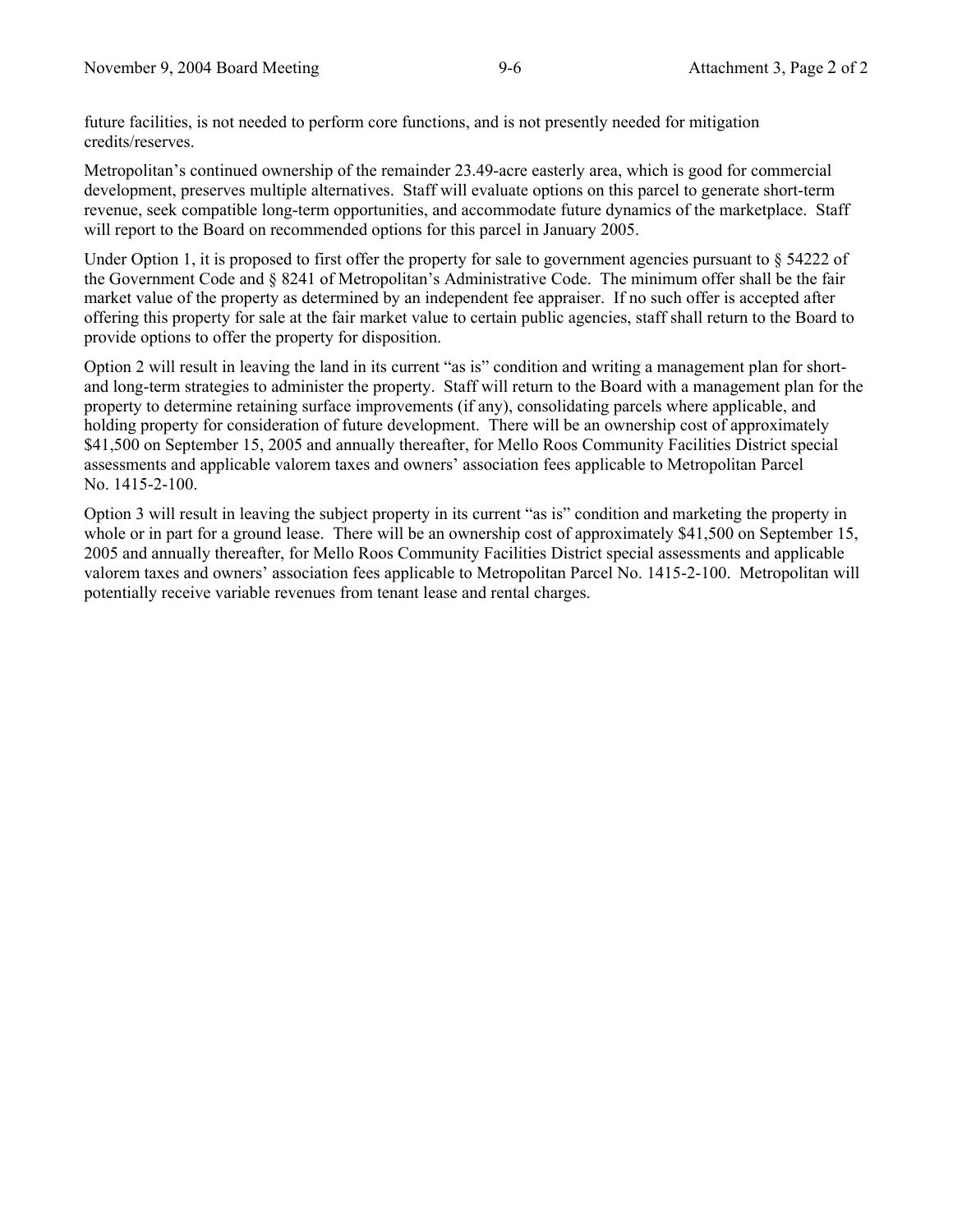future facilities, is not needed to perform core functions, and is not presently needed for mitigation credits/reserves.

Metropolitan's continued ownership of the remainder 23.49-acre easterly area, which is good for commercial development, preserves multiple alternatives. Staff will evaluate options on this parcel to generate short-term revenue, seek compatible long-term opportunities, and accommodate future dynamics of the marketplace. Staff will report to the Board on recommended options for this parcel in January 2005.

Under Option 1, it is proposed to first offer the property for sale to government agencies pursuant to § 54222 of the Government Code and § 8241 of Metropolitan's Administrative Code. The minimum offer shall be the fair market value of the property as determined by an independent fee appraiser. If no such offer is accepted after offering this property for sale at the fair market value to certain public agencies, staff shall return to the Board to provide options to offer the property for disposition.

Option 2 will result in leaving the land in its current "as is" condition and writing a management plan for short- and long-term strategies to administer the property. Staff will return to the Board with a management plan for the property to determine retaining surface improvements (if any), consolidating parcels where applicable, and holding property for consideration of future development. There will be an ownership cost of approximately $41,500 on September 15, 2005 and annually thereafter, for Mello Roos Community Facilities District special assessments and applicable valorem taxes and owners' association fees applicable to Metropolitan Parcel No. 1415-2-100.

Option 3 will result in leaving the subject property in its current "as is" condition and marketing the property in whole or in part for a ground lease. There will be an ownership cost of approximately $41,500 on September 15, 2005 and annually thereafter, for Mello Roos Community Facilities District special assessments and applicable valorem taxes and owners' association fees applicable to Metropolitan Parcel No. 1415-2-100. Metropolitan will potentially receive variable revenues from tenant lease and rental charges.